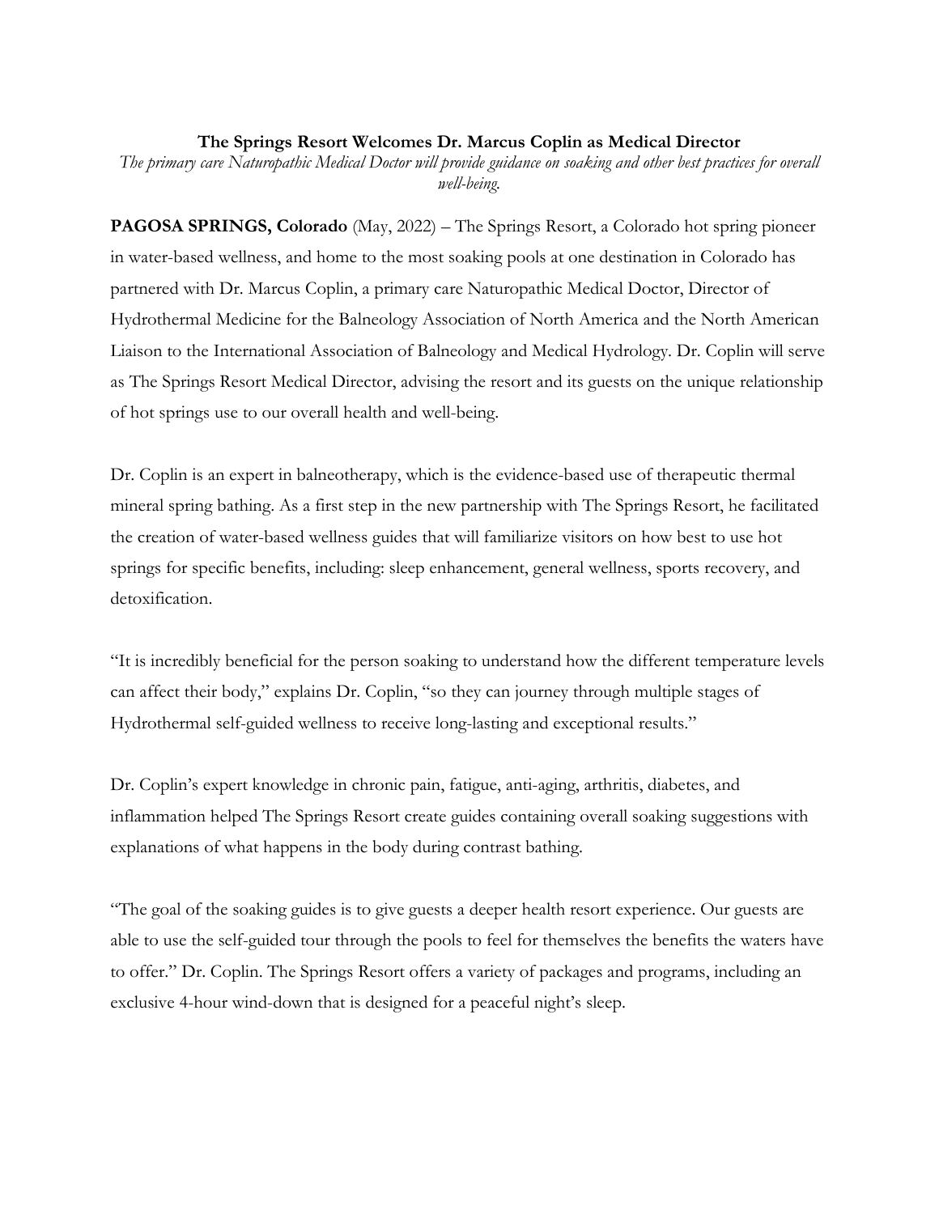**The Springs Resort Welcomes Dr. Marcus Coplin as Medical Director**

*The primary care Naturopathic Medical Doctor will provide guidance on soaking and other best practices for overall well-being.*

**PAGOSA SPRINGS, Colorado** (May, 2022) – The Springs Resort, a Colorado hot spring pioneer in water-based wellness, and home to the most soaking pools at one destination in Colorado has partnered with Dr. Marcus Coplin, a primary care Naturopathic Medical Doctor, Director of Hydrothermal Medicine for the Balneology Association of North America and the North American Liaison to the International Association of Balneology and Medical Hydrology. Dr. Coplin will serve as The Springs Resort Medical Director, advising the resort and its guests on the unique relationship of hot springs use to our overall health and well-being.

Dr. Coplin is an expert in balneotherapy, which is the evidence-based use of therapeutic thermal mineral spring bathing. As a first step in the new partnership with The Springs Resort, he facilitated the creation of water-based wellness guides that will familiarize visitors on how best to use hot springs for specific benefits, including: sleep enhancement, general wellness, sports recovery, and detoxification.

"It is incredibly beneficial for the person soaking to understand how the different temperature levels can affect their body," explains Dr. Coplin, "so they can journey through multiple stages of Hydrothermal self-guided wellness to receive long-lasting and exceptional results."

Dr. Coplin's expert knowledge in chronic pain, fatigue, anti-aging, arthritis, diabetes, and inflammation helped The Springs Resort create guides containing overall soaking suggestions with explanations of what happens in the body during contrast bathing.

"The goal of the soaking guides is to give guests a deeper health resort experience. Our guests are able to use the self-guided tour through the pools to feel for themselves the benefits the waters have to offer." Dr. Coplin. The Springs Resort offers a variety of packages and programs, including an exclusive 4-hour wind-down that is designed for a peaceful night's sleep.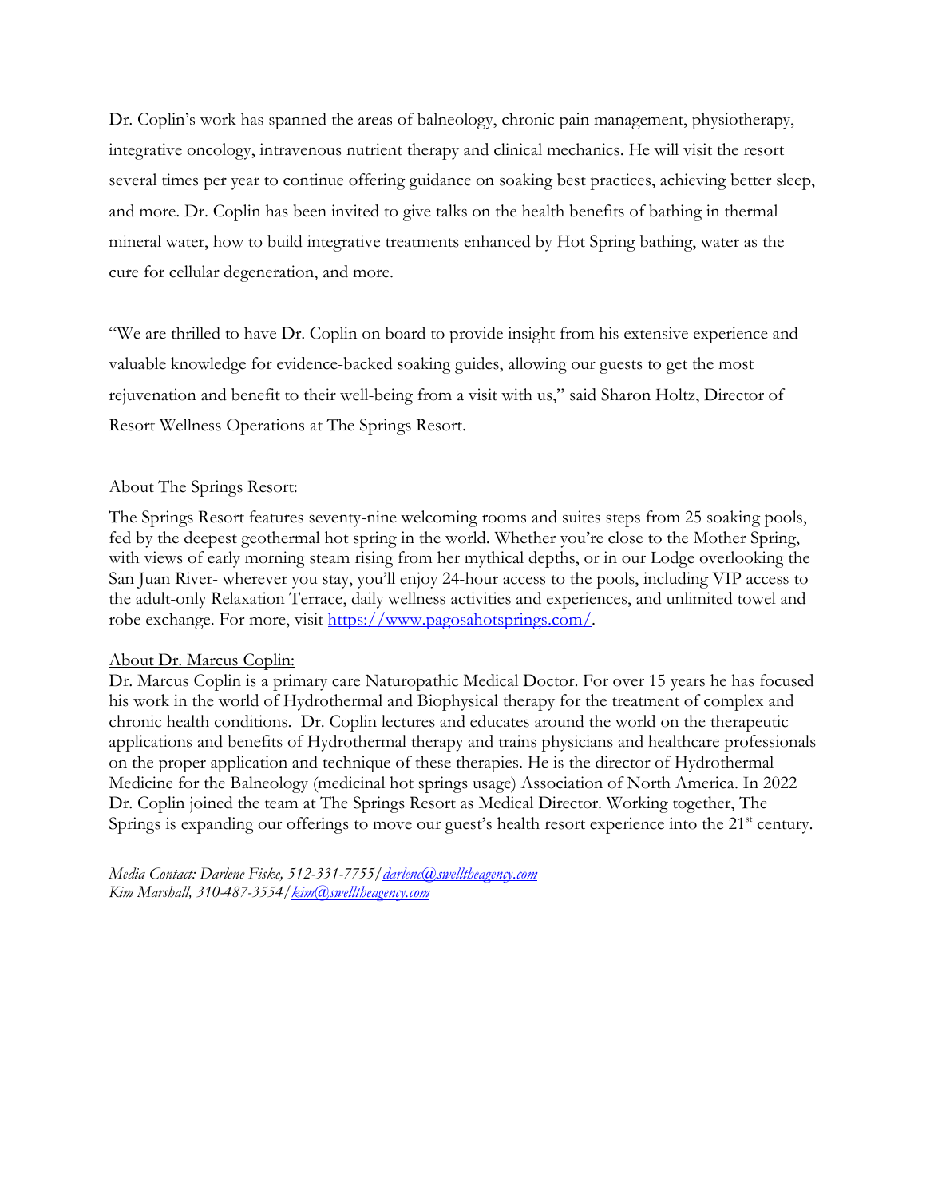Dr. Coplin's work has spanned the areas of balneology, chronic pain management, physiotherapy, integrative oncology, intravenous nutrient therapy and clinical mechanics. He will visit the resort several times per year to continue offering guidance on soaking best practices, achieving better sleep, and more. Dr. Coplin has been invited to give talks on the health benefits of bathing in thermal mineral water, how to build integrative treatments enhanced by Hot Spring bathing, water as the cure for cellular degeneration, and more.

"We are thrilled to have Dr. Coplin on board to provide insight from his extensive experience and valuable knowledge for evidence-backed soaking guides, allowing our guests to get the most rejuvenation and benefit to their well-being from a visit with us," said Sharon Holtz, Director of Resort Wellness Operations at The Springs Resort.

About The Springs Resort:

The Springs Resort features seventy-nine welcoming rooms and suites steps from 25 soaking pools, fed by the deepest geothermal hot spring in the world. Whether you're close to the Mother Spring, with views of early morning steam rising from her mythical depths, or in our Lodge overlooking the San Juan River- wherever you stay, you'll enjoy 24-hour access to the pools, including VIP access to the adult-only Relaxation Terrace, daily wellness activities and experiences, and unlimited towel and robe exchange. For more, visit [https://www.pagosahotsprings.com/](https://www.pagosahotsprings.com/).

About Dr. Marcus Coplin:

Dr. Marcus Coplin is a primary care Naturopathic Medical Doctor. For over 15 years he has focused his work in the world of Hydrothermal and Biophysical therapy for the treatment of complex and chronic health conditions. Dr. Coplin lectures and educates around the world on the therapeutic applications and benefits of Hydrothermal therapy and trains physicians and healthcare professionals on the proper application and technique of these therapies. He is the director of Hydrothermal Medicine for the Balneology (medicinal hot springs usage) Association of North America. In 2022 Dr. Coplin joined the team at The Springs Resort as Medical Director. Working together, The Springs is expanding our offerings to move our guest's health resort experience into the 21st century.

*Media Contact: Darlene Fiske, 512-331-7755/[darlene@swelltheagency.com](mailto:darlene@swelltheagency.com)*
*Kim Marshall, 310-487-3554/[kim@swelltheagency.com](mailto:kim@swelltheagency.com)*